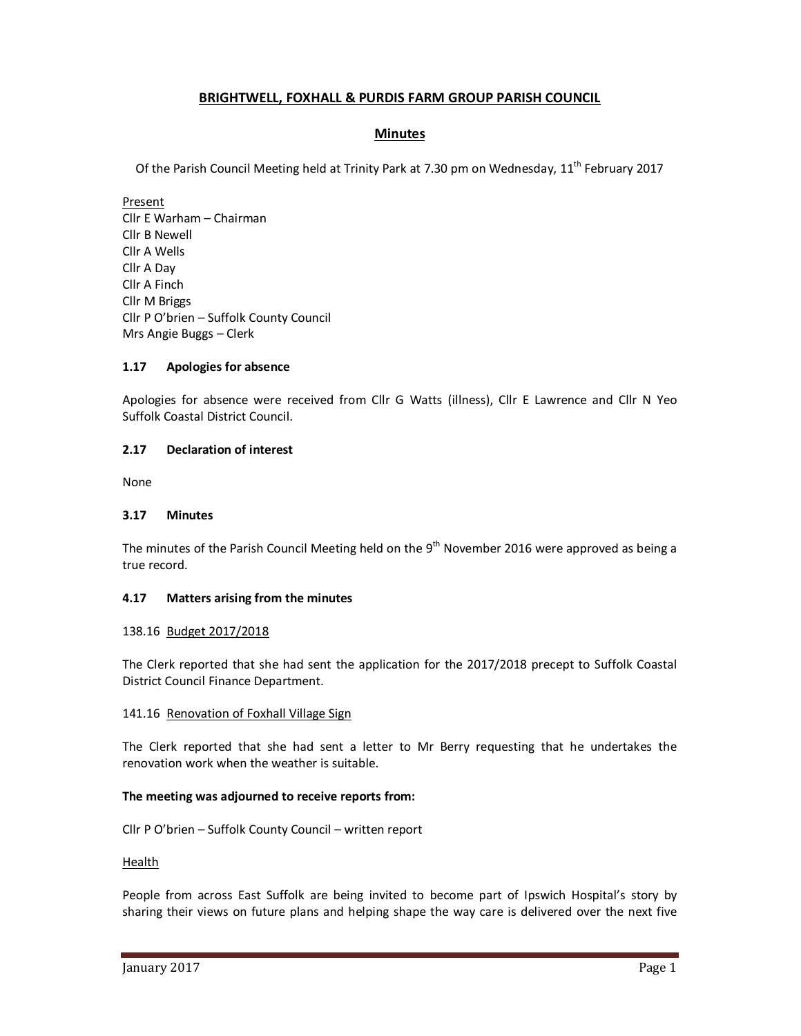# BRIGHTWELL, FOXHALL & PURDIS FARM GROUP PARISH COUNCIL

## Minutes

Of the Parish Council Meeting held at Trinity Park at 7.30 pm on Wednesday, 11th February 2017

Present
Cllr E Warham – Chairman
Cllr B Newell
Cllr A Wells
Cllr A Day
Cllr A Finch
Cllr M Briggs
Cllr P O'brien – Suffolk County Council
Mrs Angie Buggs – Clerk

### 1.17 Apologies for absence

Apologies for absence were received from Cllr G Watts (illness), Cllr E Lawrence and Cllr N Yeo Suffolk Coastal District Council.

### 2.17 Declaration of interest

None

### 3.17 Minutes

The minutes of the Parish Council Meeting held on the 9th November 2016 were approved as being a true record.

### 4.17 Matters arising from the minutes

138.16 Budget 2017/2018

The Clerk reported that she had sent the application for the 2017/2018 precept to Suffolk Coastal District Council Finance Department.

141.16 Renovation of Foxhall Village Sign

The Clerk reported that she had sent a letter to Mr Berry requesting that he undertakes the renovation work when the weather is suitable.

**The meeting was adjourned to receive reports from:**

Cllr P O'brien – Suffolk County Council – written report

Health

People from across East Suffolk are being invited to become part of Ipswich Hospital's story by sharing their views on future plans and helping shape the way care is delivered over the next five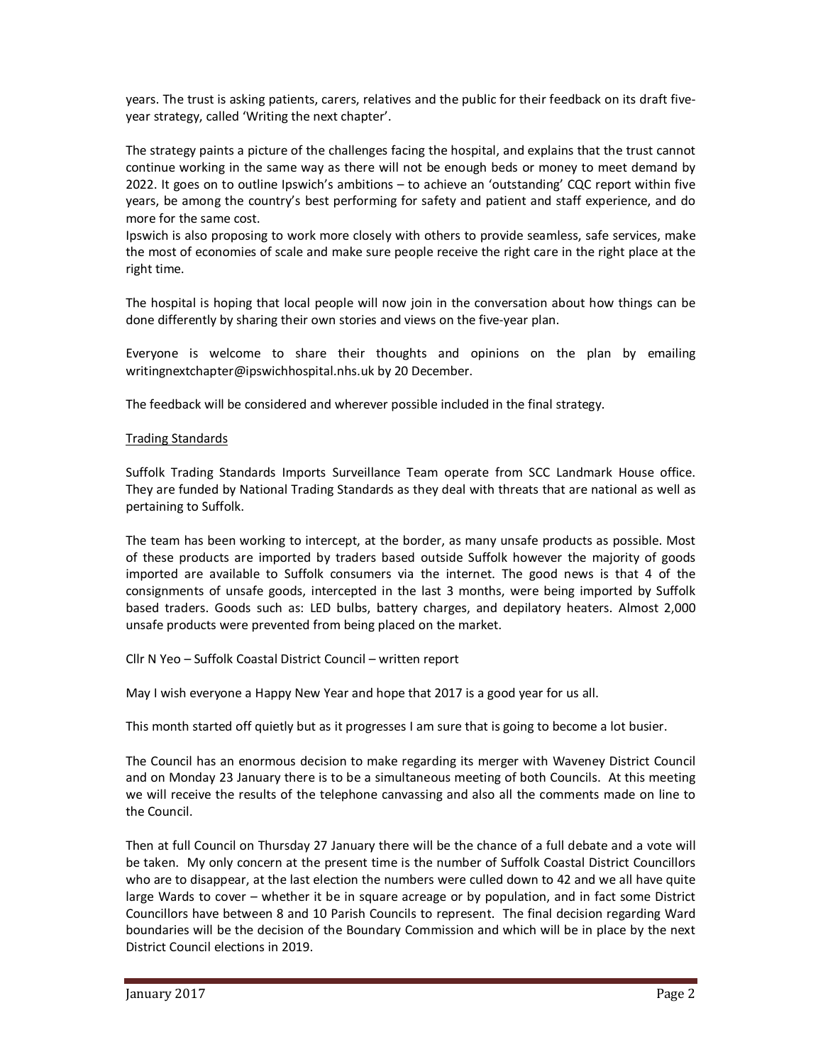years. The trust is asking patients, carers, relatives and the public for their feedback on its draft five-year strategy, called 'Writing the next chapter'.

The strategy paints a picture of the challenges facing the hospital, and explains that the trust cannot continue working in the same way as there will not be enough beds or money to meet demand by 2022. It goes on to outline Ipswich's ambitions – to achieve an 'outstanding' CQC report within five years, be among the country's best performing for safety and patient and staff experience, and do more for the same cost.
Ipswich is also proposing to work more closely with others to provide seamless, safe services, make the most of economies of scale and make sure people receive the right care in the right place at the right time.

The hospital is hoping that local people will now join in the conversation about how things can be done differently by sharing their own stories and views on the five-year plan.

Everyone is welcome to share their thoughts and opinions on the plan by emailing writingnextchapter@ipswichhospital.nhs.uk by 20 December.

The feedback will be considered and wherever possible included in the final strategy.

Trading Standards

Suffolk Trading Standards Imports Surveillance Team operate from SCC Landmark House office. They are funded by National Trading Standards as they deal with threats that are national as well as pertaining to Suffolk.

The team has been working to intercept, at the border, as many unsafe products as possible. Most of these products are imported by traders based outside Suffolk however the majority of goods imported are available to Suffolk consumers via the internet. The good news is that 4 of the consignments of unsafe goods, intercepted in the last 3 months, were being imported by Suffolk based traders. Goods such as: LED bulbs, battery charges, and depilatory heaters. Almost 2,000 unsafe products were prevented from being placed on the market.

Cllr N Yeo – Suffolk Coastal District Council – written report

May I wish everyone a Happy New Year and hope that 2017 is a good year for us all.

This month started off quietly but as it progresses I am sure that is going to become a lot busier.

The Council has an enormous decision to make regarding its merger with Waveney District Council and on Monday 23 January there is to be a simultaneous meeting of both Councils. At this meeting we will receive the results of the telephone canvassing and also all the comments made on line to the Council.

Then at full Council on Thursday 27 January there will be the chance of a full debate and a vote will be taken. My only concern at the present time is the number of Suffolk Coastal District Councillors who are to disappear, at the last election the numbers were culled down to 42 and we all have quite large Wards to cover – whether it be in square acreage or by population, and in fact some District Councillors have between 8 and 10 Parish Councils to represent. The final decision regarding Ward boundaries will be the decision of the Boundary Commission and which will be in place by the next District Council elections in 2019.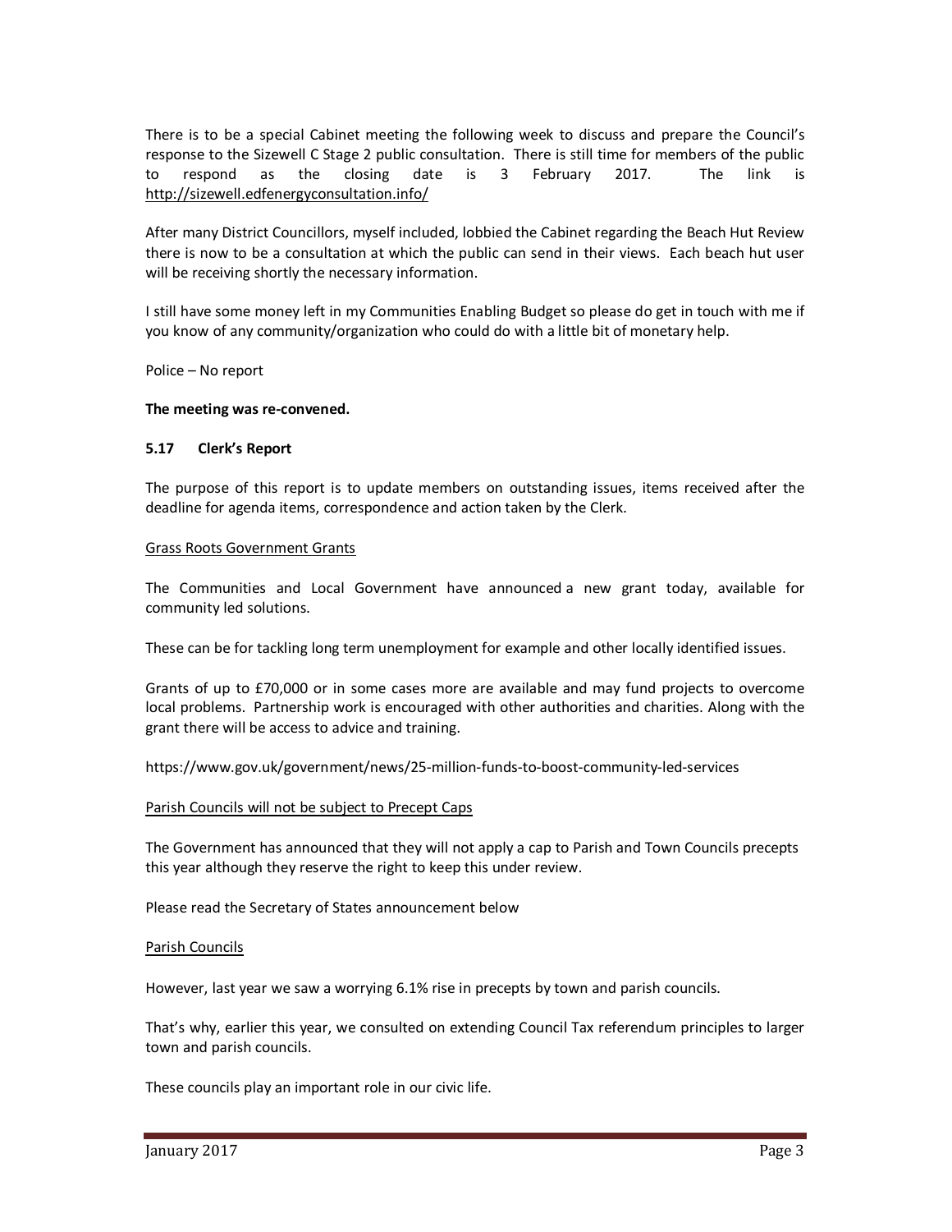There is to be a special Cabinet meeting the following week to discuss and prepare the Council's response to the Sizewell C Stage 2 public consultation. There is still time for members of the public to respond as the closing date is 3 February 2017. The link is http://sizewell.edfenergyconsultation.info/

After many District Councillors, myself included, lobbied the Cabinet regarding the Beach Hut Review there is now to be a consultation at which the public can send in their views. Each beach hut user will be receiving shortly the necessary information.

I still have some money left in my Communities Enabling Budget so please do get in touch with me if you know of any community/organization who could do with a little bit of monetary help.

Police – No report

**The meeting was re-convened.**

### 5.17 Clerk's Report

The purpose of this report is to update members on outstanding issues, items received after the deadline for agenda items, correspondence and action taken by the Clerk.

<u>Grass Roots Government Grants</u>

The Communities and Local Government have announced a new grant today, available for community led solutions.

These can be for tackling long term unemployment for example and other locally identified issues.

Grants of up to £70,000 or in some cases more are available and may fund projects to overcome local problems. Partnership work is encouraged with other authorities and charities. Along with the grant there will be access to advice and training.

https://www.gov.uk/government/news/25-million-funds-to-boost-community-led-services

<u>Parish Councils will not be subject to Precept Caps</u>

The Government has announced that they will not apply a cap to Parish and Town Councils precepts this year although they reserve the right to keep this under review.

Please read the Secretary of States announcement below

<u>Parish Councils</u>

However, last year we saw a worrying 6.1% rise in precepts by town and parish councils.

That's why, earlier this year, we consulted on extending Council Tax referendum principles to larger town and parish councils.

These councils play an important role in our civic life.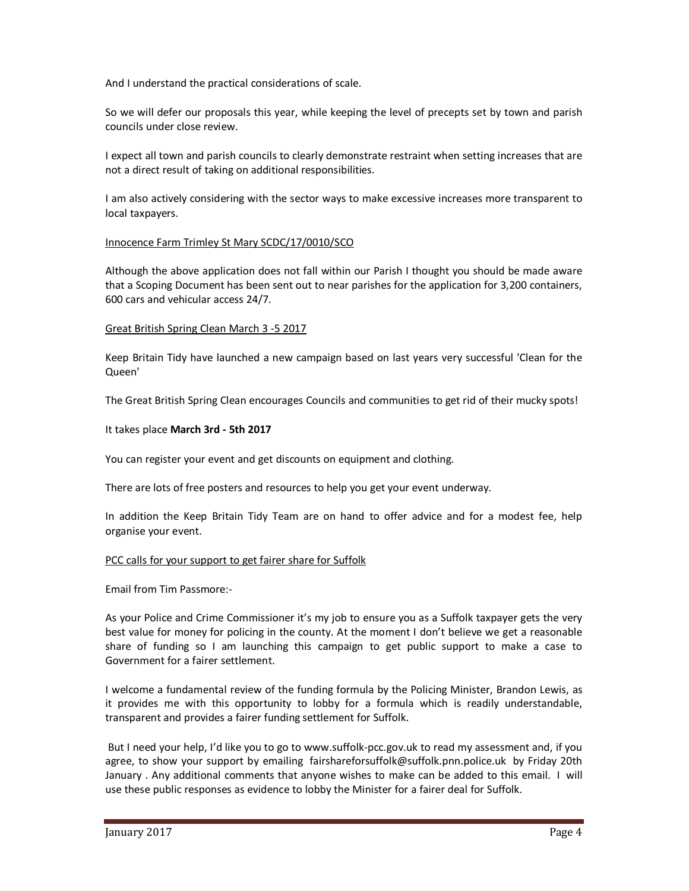And I understand the practical considerations of scale.

So we will defer our proposals this year, while keeping the level of precepts set by town and parish councils under close review.

I expect all town and parish councils to clearly demonstrate restraint when setting increases that are not a direct result of taking on additional responsibilities.

I am also actively considering with the sector ways to make excessive increases more transparent to local taxpayers.

<u>Innocence Farm Trimley St Mary SCDC/17/0010/SCO</u>

Although the above application does not fall within our Parish I thought you should be made aware that a Scoping Document has been sent out to near parishes for the application for 3,200 containers, 600 cars and vehicular access 24/7.

<u>Great British Spring Clean March 3 -5 2017</u>

Keep Britain Tidy have launched a new campaign based on last years very successful 'Clean for the Queen'

The Great British Spring Clean encourages Councils and communities to get rid of their mucky spots!

It takes place **March 3rd - 5th 2017**

You can register your event and get discounts on equipment and clothing.

There are lots of free posters and resources to help you get your event underway.

In addition the Keep Britain Tidy Team are on hand to offer advice and for a modest fee, help organise your event.

<u>PCC calls for your support to get fairer share for Suffolk</u>

Email from Tim Passmore:-

As your Police and Crime Commissioner it's my job to ensure you as a Suffolk taxpayer gets the very best value for money for policing in the county. At the moment I don't believe we get a reasonable share of funding so I am launching this campaign to get public support to make a case to Government for a fairer settlement.

I welcome a fundamental review of the funding formula by the Policing Minister, Brandon Lewis, as it provides me with this opportunity to lobby for a formula which is readily understandable, transparent and provides a fairer funding settlement for Suffolk.

But I need your help, I'd like you to go to www.suffolk-pcc.gov.uk to read my assessment and, if you agree, to show your support by emailing fairshareforsuffolk@suffolk.pnn.police.uk by Friday 20th January . Any additional comments that anyone wishes to make can be added to this email. I will use these public responses as evidence to lobby the Minister for a fairer deal for Suffolk.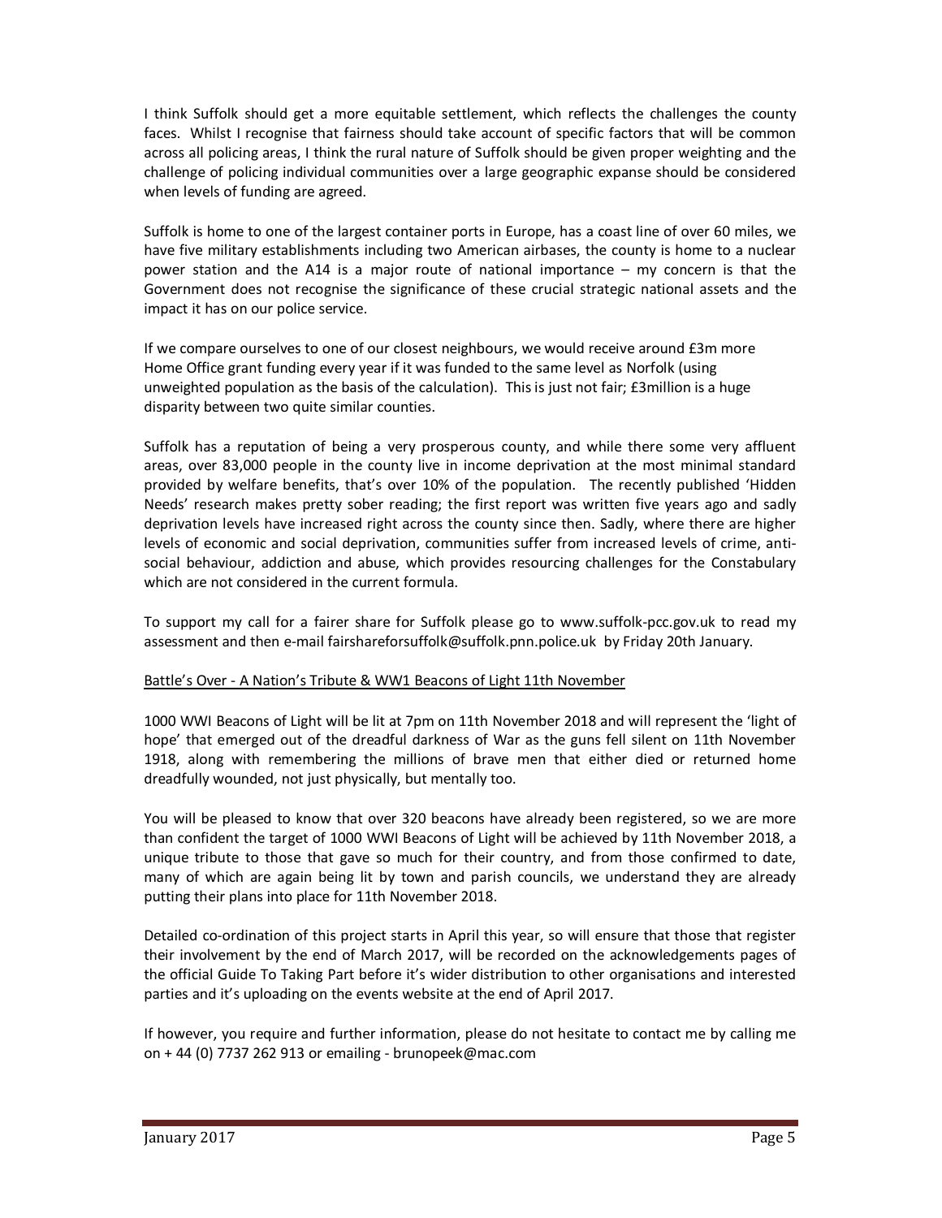I think Suffolk should get a more equitable settlement, which reflects the challenges the county faces. Whilst I recognise that fairness should take account of specific factors that will be common across all policing areas, I think the rural nature of Suffolk should be given proper weighting and the challenge of policing individual communities over a large geographic expanse should be considered when levels of funding are agreed.

Suffolk is home to one of the largest container ports in Europe, has a coast line of over 60 miles, we have five military establishments including two American airbases, the county is home to a nuclear power station and the A14 is a major route of national importance – my concern is that the Government does not recognise the significance of these crucial strategic national assets and the impact it has on our police service.

If we compare ourselves to one of our closest neighbours, we would receive around £3m more Home Office grant funding every year if it was funded to the same level as Norfolk (using unweighted population as the basis of the calculation). This is just not fair; £3million is a huge disparity between two quite similar counties.

Suffolk has a reputation of being a very prosperous county, and while there some very affluent areas, over 83,000 people in the county live in income deprivation at the most minimal standard provided by welfare benefits, that's over 10% of the population. The recently published 'Hidden Needs' research makes pretty sober reading; the first report was written five years ago and sadly deprivation levels have increased right across the county since then. Sadly, where there are higher levels of economic and social deprivation, communities suffer from increased levels of crime, anti-social behaviour, addiction and abuse, which provides resourcing challenges for the Constabulary which are not considered in the current formula.

To support my call for a fairer share for Suffolk please go to www.suffolk-pcc.gov.uk to read my assessment and then e-mail fairshareforsuffolk@suffolk.pnn.police.uk by Friday 20th January.

## Battle's Over - A Nation's Tribute & WW1 Beacons of Light 11th November

1000 WWI Beacons of Light will be lit at 7pm on 11th November 2018 and will represent the 'light of hope' that emerged out of the dreadful darkness of War as the guns fell silent on 11th November 1918, along with remembering the millions of brave men that either died or returned home dreadfully wounded, not just physically, but mentally too.

You will be pleased to know that over 320 beacons have already been registered, so we are more than confident the target of 1000 WWI Beacons of Light will be achieved by 11th November 2018, a unique tribute to those that gave so much for their country, and from those confirmed to date, many of which are again being lit by town and parish councils, we understand they are already putting their plans into place for 11th November 2018.

Detailed co-ordination of this project starts in April this year, so will ensure that those that register their involvement by the end of March 2017, will be recorded on the acknowledgements pages of the official Guide To Taking Part before it's wider distribution to other organisations and interested parties and it's uploading on the events website at the end of April 2017.

If however, you require and further information, please do not hesitate to contact me by calling me on + 44 (0) 7737 262 913 or emailing - brunopeek@mac.com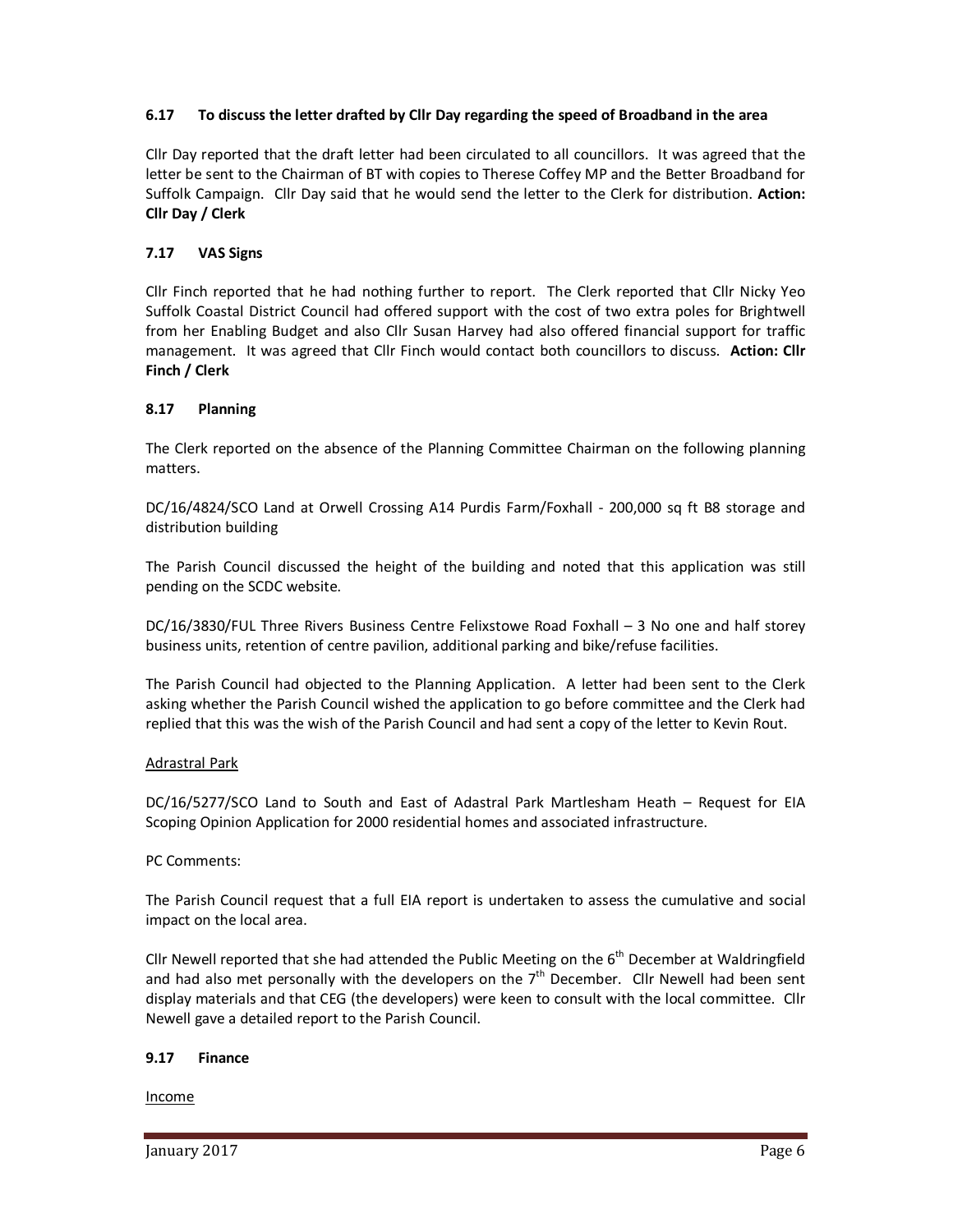### 6.17 To discuss the letter drafted by Cllr Day regarding the speed of Broadband in the area

Cllr Day reported that the draft letter had been circulated to all councillors. It was agreed that the letter be sent to the Chairman of BT with copies to Therese Coffey MP and the Better Broadband for Suffolk Campaign. Cllr Day said that he would send the letter to the Clerk for distribution. **Action: Cllr Day / Clerk**

### 7.17 VAS Signs

Cllr Finch reported that he had nothing further to report. The Clerk reported that Cllr Nicky Yeo Suffolk Coastal District Council had offered support with the cost of two extra poles for Brightwell from her Enabling Budget and also Cllr Susan Harvey had also offered financial support for traffic management. It was agreed that Cllr Finch would contact both councillors to discuss. **Action: Cllr Finch / Clerk**

### 8.17 Planning

The Clerk reported on the absence of the Planning Committee Chairman on the following planning matters.

DC/16/4824/SCO Land at Orwell Crossing A14 Purdis Farm/Foxhall - 200,000 sq ft B8 storage and distribution building

The Parish Council discussed the height of the building and noted that this application was still pending on the SCDC website.

DC/16/3830/FUL Three Rivers Business Centre Felixstowe Road Foxhall – 3 No one and half storey business units, retention of centre pavilion, additional parking and bike/refuse facilities.

The Parish Council had objected to the Planning Application. A letter had been sent to the Clerk asking whether the Parish Council wished the application to go before committee and the Clerk had replied that this was the wish of the Parish Council and had sent a copy of the letter to Kevin Rout.

<u>Adrastral Park</u>

DC/16/5277/SCO Land to South and East of Adastral Park Martlesham Heath – Request for EIA Scoping Opinion Application for 2000 residential homes and associated infrastructure.

PC Comments:

The Parish Council request that a full EIA report is undertaken to assess the cumulative and social impact on the local area.

Cllr Newell reported that she had attended the Public Meeting on the 6th December at Waldringfield and had also met personally with the developers on the 7th December. Cllr Newell had been sent display materials and that CEG (the developers) were keen to consult with the local committee. Cllr Newell gave a detailed report to the Parish Council.

### 9.17 Finance

<u>Income</u>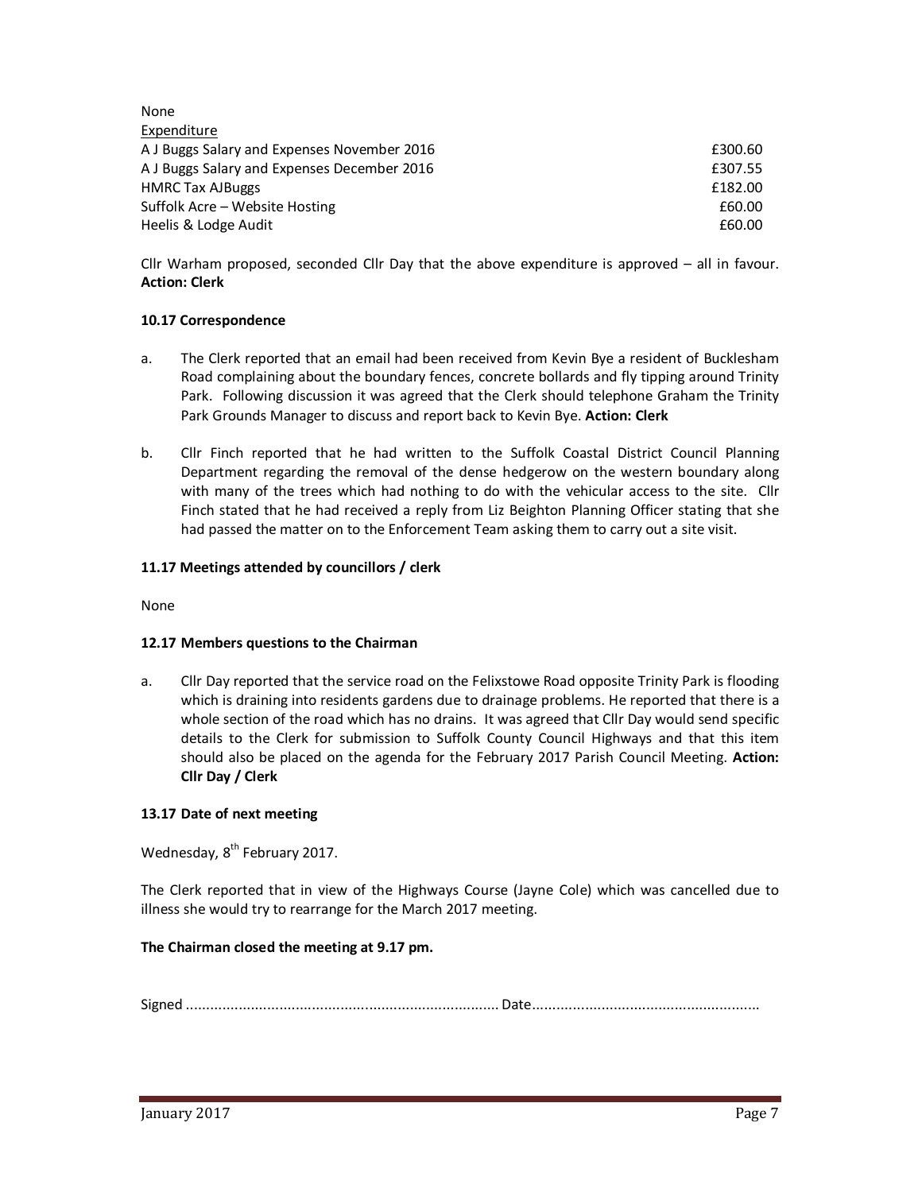None

Expenditure

| | |
|---|---|
| A J Buggs Salary and Expenses November 2016 | £300.60 |
| A J Buggs Salary and Expenses December 2016 | £307.55 |
| HMRC Tax AJBuggs | £182.00 |
| Suffolk Acre – Website Hosting | £60.00 |
| Heelis & Lodge Audit | £60.00 |

Cllr Warham proposed, seconded Cllr Day that the above expenditure is approved – all in favour. **Action: Clerk**

**10.17 Correspondence**

a. The Clerk reported that an email had been received from Kevin Bye a resident of Bucklesham Road complaining about the boundary fences, concrete bollards and fly tipping around Trinity Park. Following discussion it was agreed that the Clerk should telephone Graham the Trinity Park Grounds Manager to discuss and report back to Kevin Bye. **Action: Clerk**

b. Cllr Finch reported that he had written to the Suffolk Coastal District Council Planning Department regarding the removal of the dense hedgerow on the western boundary along with many of the trees which had nothing to do with the vehicular access to the site. Cllr Finch stated that he had received a reply from Liz Beighton Planning Officer stating that she had passed the matter on to the Enforcement Team asking them to carry out a site visit.

**11.17 Meetings attended by councillors / clerk**

None

**12.17 Members questions to the Chairman**

a. Cllr Day reported that the service road on the Felixstowe Road opposite Trinity Park is flooding which is draining into residents gardens due to drainage problems. He reported that there is a whole section of the road which has no drains. It was agreed that Cllr Day would send specific details to the Clerk for submission to Suffolk County Council Highways and that this item should also be placed on the agenda for the February 2017 Parish Council Meeting. **Action: Cllr Day / Clerk**

**13.17 Date of next meeting**

Wednesday, 8th February 2017.

The Clerk reported that in view of the Highways Course (Jayne Cole) which was cancelled due to illness she would try to rearrange for the March 2017 meeting.

**The Chairman closed the meeting at 9.17 pm.**

Signed ............................................................................ Date........................................................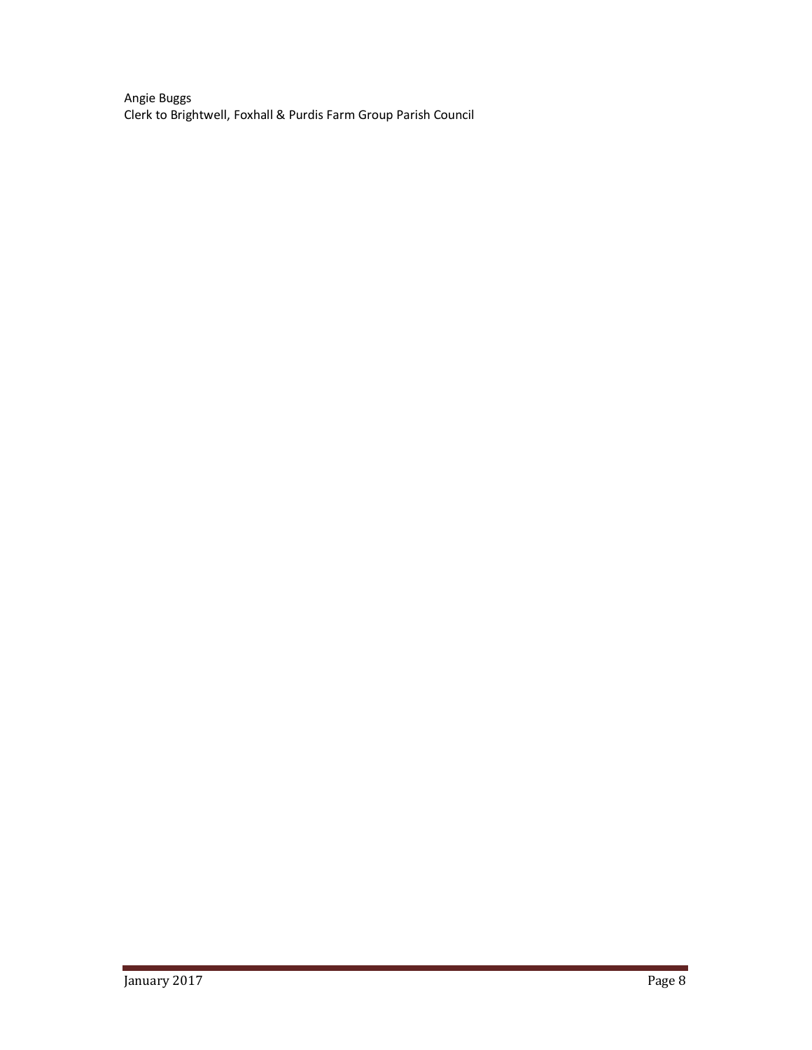Angie Buggs
Clerk to Brightwell, Foxhall & Purdis Farm Group Parish Council